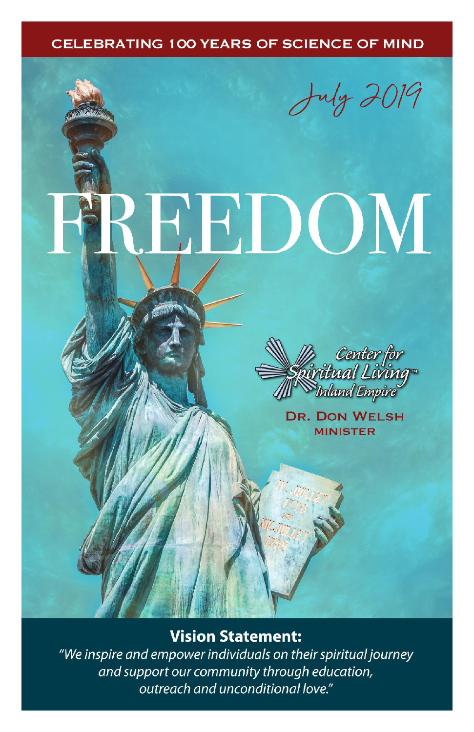CELEBRATING 100 YEARS OF SCIENCE OF MIND

*July 2019*

# FREEDOM

Center for Spiritual Living™ Inland Empire

**DR. DON WELSH**
**MINISTER**

## Vision Statement:

*"We inspire and empower individuals on their spiritual journey and support our community through education, outreach and unconditional love."*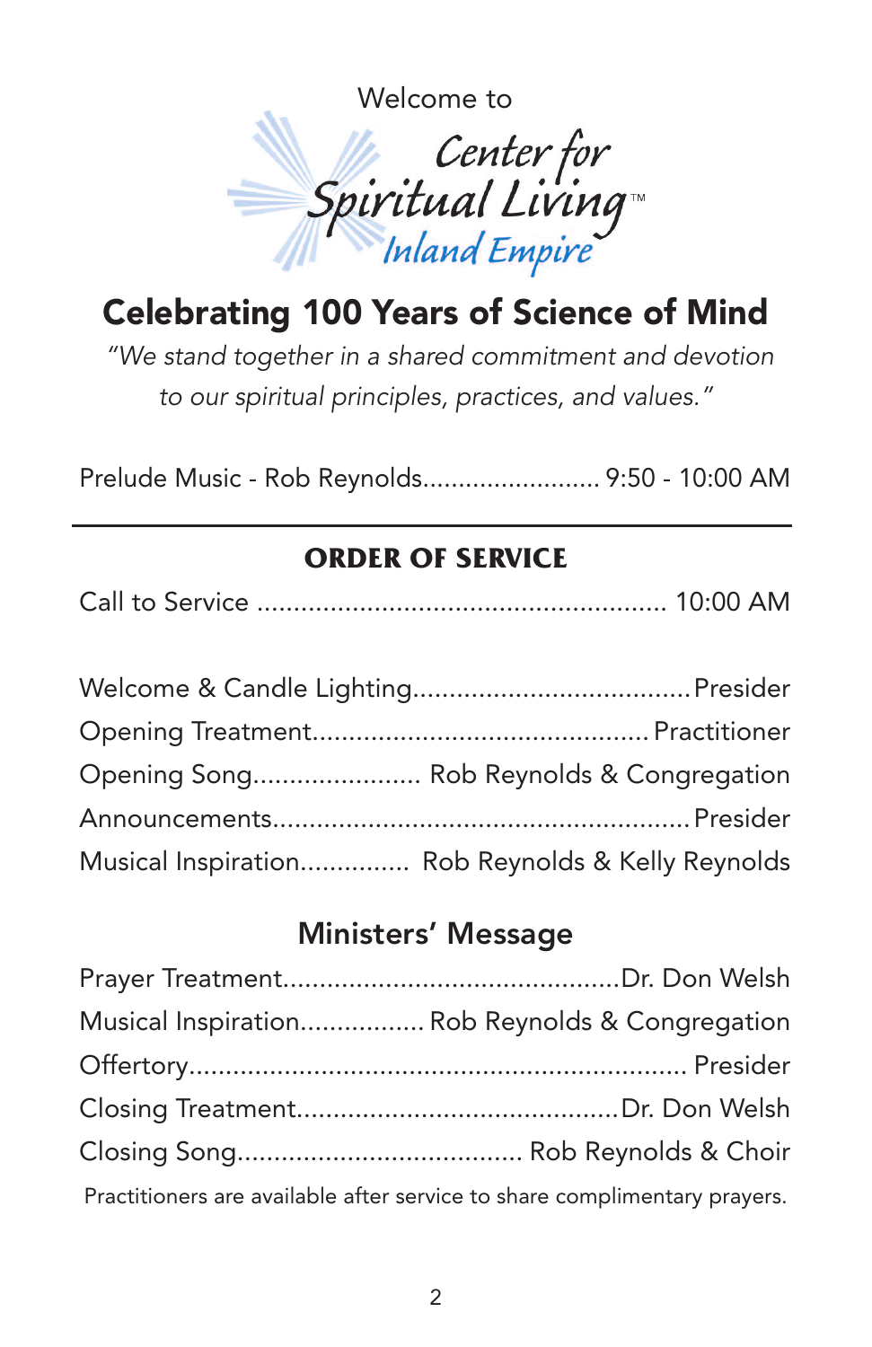Welcome to

Center for Spiritual Living™ Inland Empire

# Celebrating 100 Years of Science of Mind

*"We stand together in a shared commitment and devotion to our spiritual principles, practices, and values."*

Prelude Music - Rob Reynolds........................ 9:50 - 10:00 AM

---

## ORDER OF SERVICE

Call to Service ...................................................... 10:00 AM

Welcome & Candle Lighting.....................................Presider

Opening Treatment............................................. Practitioner

Opening Song....................... Rob Reynolds & Congregation

Announcements........................................................Presider

Musical Inspiration............... Rob Reynolds & Kelly Reynolds

## Ministers' Message

Prayer Treatment.............................................Dr. Don Welsh

Musical Inspiration................. Rob Reynolds & Congregation

Offertory.................................................................. Presider

Closing Treatment...........................................Dr. Don Welsh

Closing Song....................................... Rob Reynolds & Choir

Practitioners are available after service to share complimentary prayers.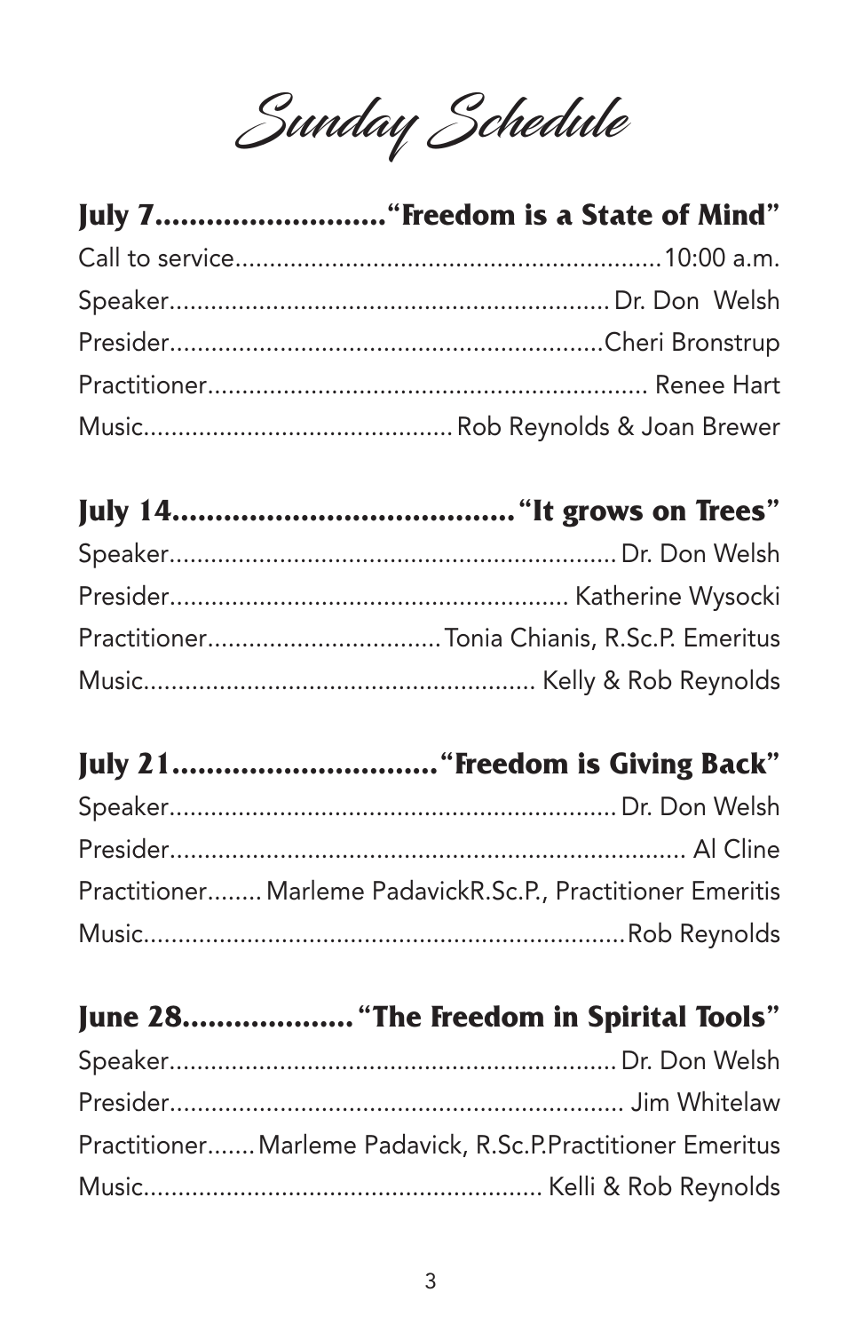# Sunday Schedule

## July 7...........................“Freedom is a State of Mind”

Call to service.............................................................10:00 a.m.

Speaker...............................................................Dr. Don Welsh

Presider..............................................................Cheri Bronstrup

Practitioner............................................................... Renee Hart

Music............................................Rob Reynolds & Joan Brewer

## July 14........................................“It grows on Trees”

Speaker................................................................Dr. Don Welsh

Presider......................................................... Katherine Wysocki

Practitioner..................................Tonia Chianis, R.Sc.P. Emeritus

Music....................................................... Kelly & Rob Reynolds

## July 21...............................“Freedom is Giving Back”

Speaker................................................................Dr. Don Welsh

Presider.......................................................................... Al Cline

Practitioner........Marleme PadavickR.Sc.P., Practitioner Emeritis

Music....................................................................Rob Reynolds

## June 28...................“The Freedom in Spirital Tools”

Speaker................................................................Dr. Don Welsh

Presider................................................................. Jim Whitelaw

Practitioner.......Marleme Padavick, R.Sc.P.Practitioner Emeritus

Music........................................................ Kelli & Rob Reynolds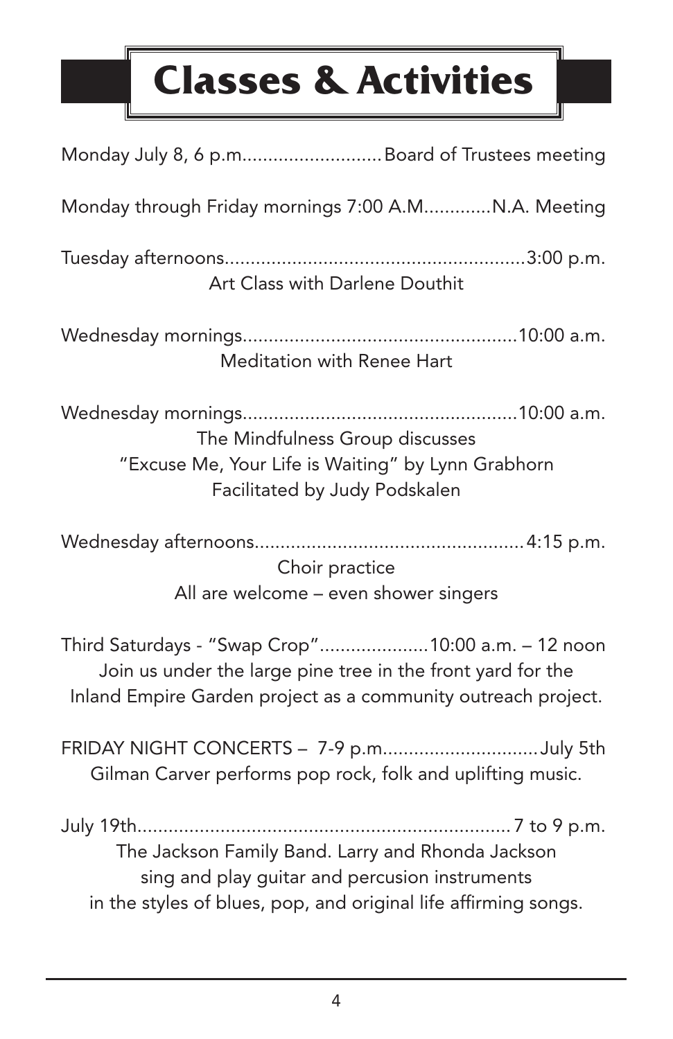# Classes & Activities

Monday July 8, 6 p.m.......................... Board of Trustees meeting

Monday through Friday mornings 7:00 A.M............N.A. Meeting

Tuesday afternoons.........................................................3:00 p.m.
Art Class with Darlene Douthit

Wednesday mornings....................................................10:00 a.m.
Meditation with Renee Hart

Wednesday mornings....................................................10:00 a.m.
The Mindfulness Group discusses
"Excuse Me, Your Life is Waiting" by Lynn Grabhorn
Facilitated by Judy Podskalen

Wednesday afternoons...................................................4:15 p.m.
Choir practice
All are welcome – even shower singers

Third Saturdays - "Swap Crop".....................10:00 a.m. – 12 noon
Join us under the large pine tree in the front yard for the
Inland Empire Garden project as a community outreach project.

FRIDAY NIGHT CONCERTS – 7-9 p.m.............................July 5th
Gilman Carver performs pop rock, folk and uplifting music.

July 19th........................................................................7 to 9 p.m.
The Jackson Family Band. Larry and Rhonda Jackson
sing and play guitar and percusion instruments
in the styles of blues, pop, and original life affirming songs.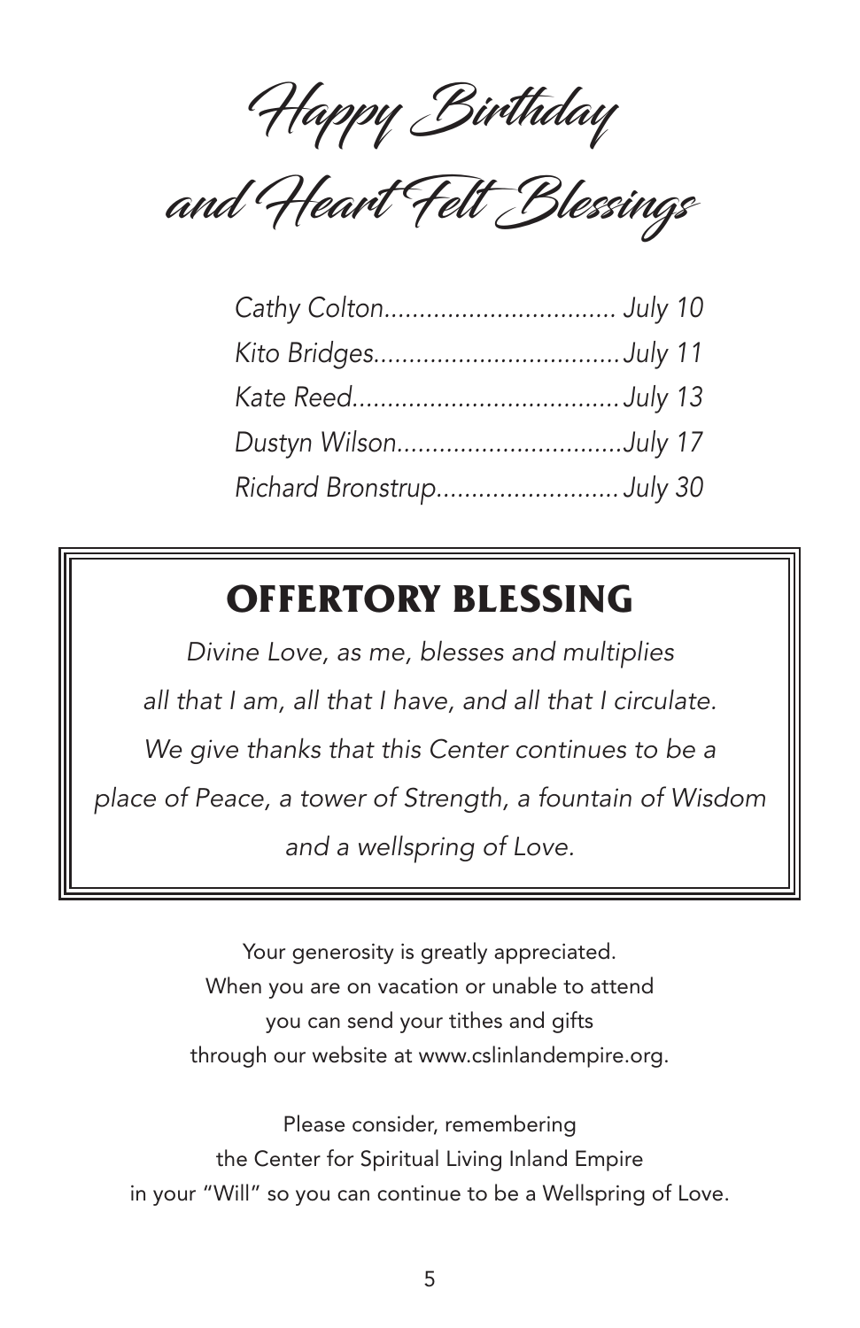# Happy Birthday and Heart Felt Blessings

*Cathy Colton................................ July 10*
*Kito Bridges..................................July 11*
*Kate Reed.....................................July 13*
*Dustyn Wilson...............................July 17*
*Richard Bronstrup.........................July 30*

## OFFERTORY BLESSING

*Divine Love, as me, blesses and multiplies all that I am, all that I have, and all that I circulate. We give thanks that this Center continues to be a place of Peace, a tower of Strength, a fountain of Wisdom and a wellspring of Love.*

Your generosity is greatly appreciated.
When you are on vacation or unable to attend you can send your tithes and gifts through our website at www.cslinlandempire.org.

Please consider, remembering the Center for Spiritual Living Inland Empire in your "Will" so you can continue to be a Wellspring of Love.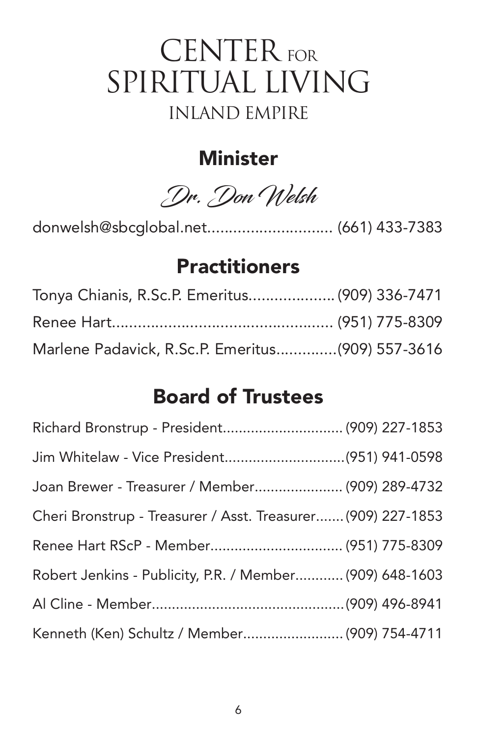# CENTER FOR SPIRITUAL LIVING
## INLAND EMPIRE

## Minister

*Dr. Don Welsh*

donwelsh@sbcglobal.net............................ (661) 433-7383

## Practitioners

Tonya Chianis, R.Sc.P. Emeritus................... (909) 336-7471

Renee Hart.................................................. (951) 775-8309

Marlene Padavick, R.Sc.P. Emeritus.............(909) 557-3616

## Board of Trustees

Richard Bronstrup - President............................. (909) 227-1853

Jim Whitelaw - Vice President.............................(951) 941-0598

Joan Brewer - Treasurer / Member...................... (909) 289-4732

Cheri Bronstrup - Treasurer / Asst. Treasurer....... (909) 227-1853

Renee Hart RScP - Member................................. (951) 775-8309

Robert Jenkins - Publicity, P.R. / Member............ (909) 648-1603

Al Cline - Member................................................(909) 496-8941

Kenneth (Ken) Schultz / Member......................... (909) 754-4711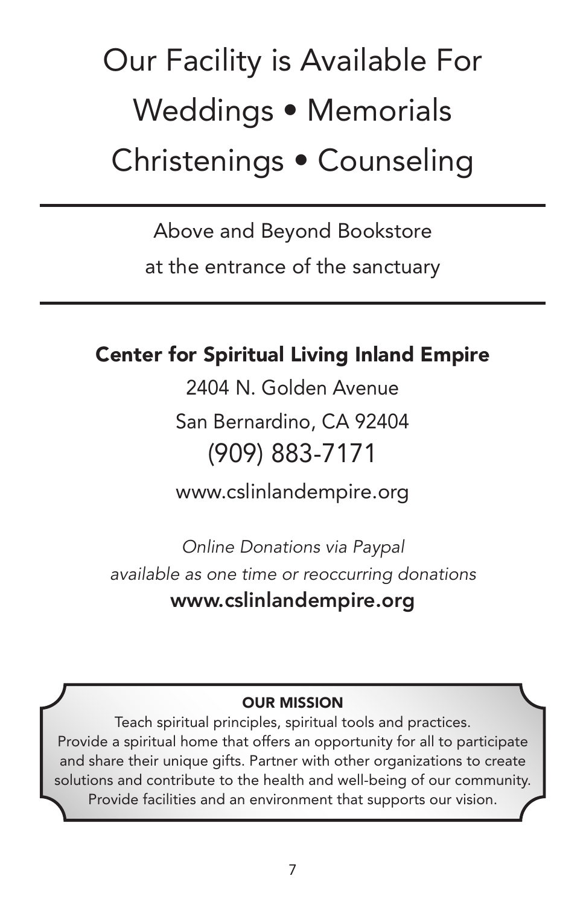# Our Facility is Available For Weddings • Memorials Christenings • Counseling

---

Above and Beyond Bookstore

at the entrance of the sanctuary

---

**Center for Spiritual Living Inland Empire**

2404 N. Golden Avenue

San Bernardino, CA 92404

(909) 883-7171

www.cslinlandempire.org

*Online Donations via Paypal*

*available as one time or reoccurring donations*

**www.cslinlandempire.org**

**OUR MISSION**

Teach spiritual principles, spiritual tools and practices. Provide a spiritual home that offers an opportunity for all to participate and share their unique gifts. Partner with other organizations to create solutions and contribute to the health and well-being of our community. Provide facilities and an environment that supports our vision.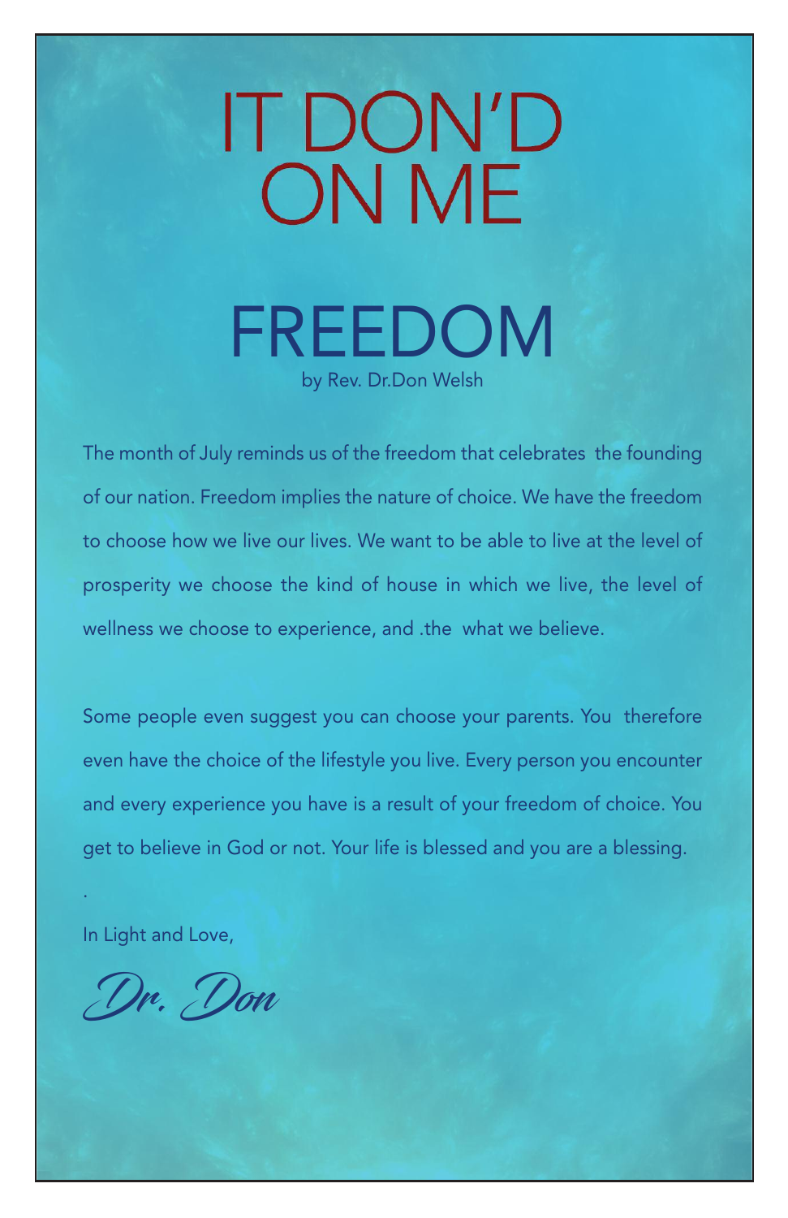# IT DON'D ON ME

## FREEDOM

by Rev. Dr.Don Welsh

The month of July reminds us of the freedom that celebrates the founding of our nation. Freedom implies the nature of choice. We have the freedom to choose how we live our lives. We want to be able to live at the level of prosperity we choose the kind of house in which we live, the level of wellness we choose to experience, and .the what we believe.

Some people even suggest you can choose your parents. You therefore even have the choice of the lifestyle you live. Every person you encounter and every experience you have is a result of your freedom of choice. You get to believe in God or not. Your life is blessed and you are a blessing.

.

In Light and Love,

*Dr. Don*